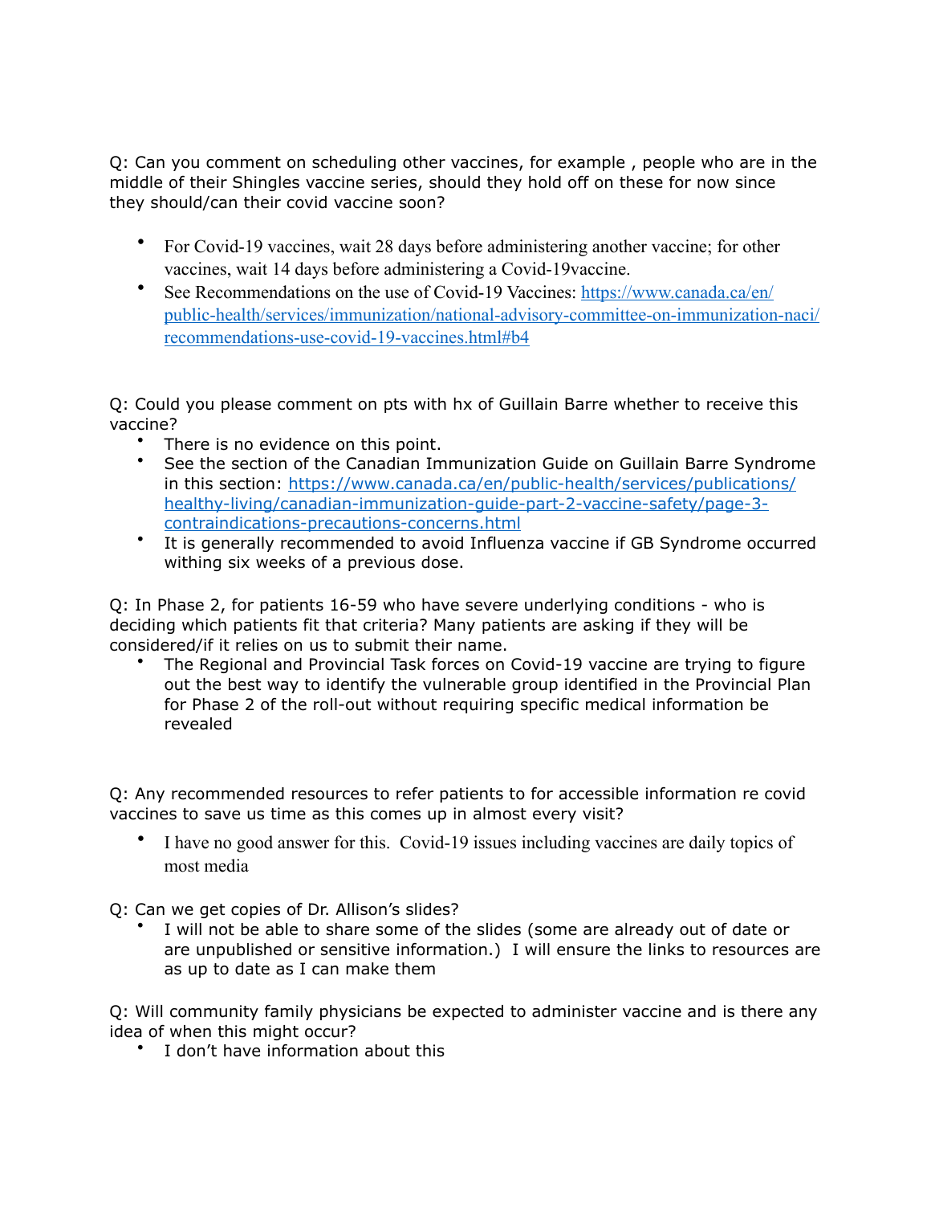Q: Can you comment on scheduling other vaccines, for example , people who are in the middle of their Shingles vaccine series, should they hold off on these for now since they should/can their covid vaccine soon?

- For Covid-19 vaccines, wait 28 days before administering another vaccine; for other vaccines, wait 14 days before administering a Covid-19vaccine.
- See Recommendations on the use of Covid-19 Vaccines: [https://www.canada.ca/en/public-health/services/immunization/national-advisory-committee-on-immunization-naci/recommendations-use-covid-19-vaccines.html#b4](https://www.canada.ca/en/public-health/services/immunization/national-advisory-committee-on-immunization-naci/recommendations-use-covid-19-vaccines.html#b4)

Q: Could you please comment on pts with hx of Guillain Barre whether to receive this vaccine?

- There is no evidence on this point.
- See the section of the Canadian Immunization Guide on Guillain Barre Syndrome in this section: [https://www.canada.ca/en/public-health/services/publications/healthy-living/canadian-immunization-guide-part-2-vaccine-safety/page-3-contraindications-precautions-concerns.html](https://www.canada.ca/en/public-health/services/publications/healthy-living/canadian-immunization-guide-part-2-vaccine-safety/page-3-contraindications-precautions-concerns.html)
- It is generally recommended to avoid Influenza vaccine if GB Syndrome occurred withing six weeks of a previous dose.

Q: In Phase 2, for patients 16-59 who have severe underlying conditions - who is deciding which patients fit that criteria? Many patients are asking if they will be considered/if it relies on us to submit their name.

- The Regional and Provincial Task forces on Covid-19 vaccine are trying to figure out the best way to identify the vulnerable group identified in the Provincial Plan for Phase 2 of the roll-out without requiring specific medical information be revealed

Q: Any recommended resources to refer patients to for accessible information re covid vaccines to save us time as this comes up in almost every visit?

- I have no good answer for this. Covid-19 issues including vaccines are daily topics of most media

Q: Can we get copies of Dr. Allison's slides?

- I will not be able to share some of the slides (some are already out of date or are unpublished or sensitive information.) I will ensure the links to resources are as up to date as I can make them

Q: Will community family physicians be expected to administer vaccine and is there any idea of when this might occur?

- I don't have information about this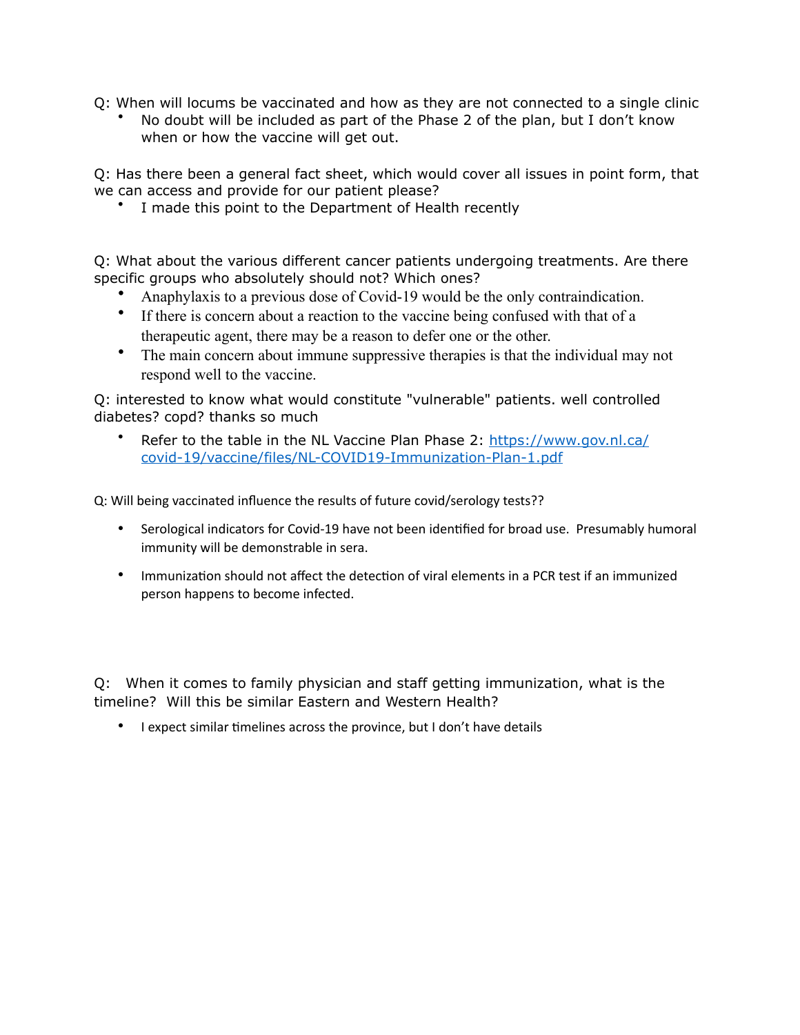Q: When will locums be vaccinated and how as they are not connected to a single clinic

- No doubt will be included as part of the Phase 2 of the plan, but I don't know when or how the vaccine will get out.

Q: Has there been a general fact sheet, which would cover all issues in point form, that we can access and provide for our patient please?

- I made this point to the Department of Health recently

Q: What about the various different cancer patients undergoing treatments. Are there specific groups who absolutely should not? Which ones?

- Anaphylaxis to a previous dose of Covid-19 would be the only contraindication.
- If there is concern about a reaction to the vaccine being confused with that of a therapeutic agent, there may be a reason to defer one or the other.
- The main concern about immune suppressive therapies is that the individual may not respond well to the vaccine.

Q: interested to know what would constitute "vulnerable" patients. well controlled diabetes? copd? thanks so much

- Refer to the table in the NL Vaccine Plan Phase 2: [https://www.gov.nl.ca/covid-19/vaccine/files/NL-COVID19-Immunization-Plan-1.pdf](https://www.gov.nl.ca/covid-19/vaccine/files/NL-COVID19-Immunization-Plan-1.pdf)

Q: Will being vaccinated influence the results of future covid/serology tests??

- Serological indicators for Covid-19 have not been identified for broad use. Presumably humoral immunity will be demonstrable in sera.
- Immunization should not affect the detection of viral elements in a PCR test if an immunized person happens to become infected.

Q: When it comes to family physician and staff getting immunization, what is the timeline? Will this be similar Eastern and Western Health?

- I expect similar timelines across the province, but I don't have details